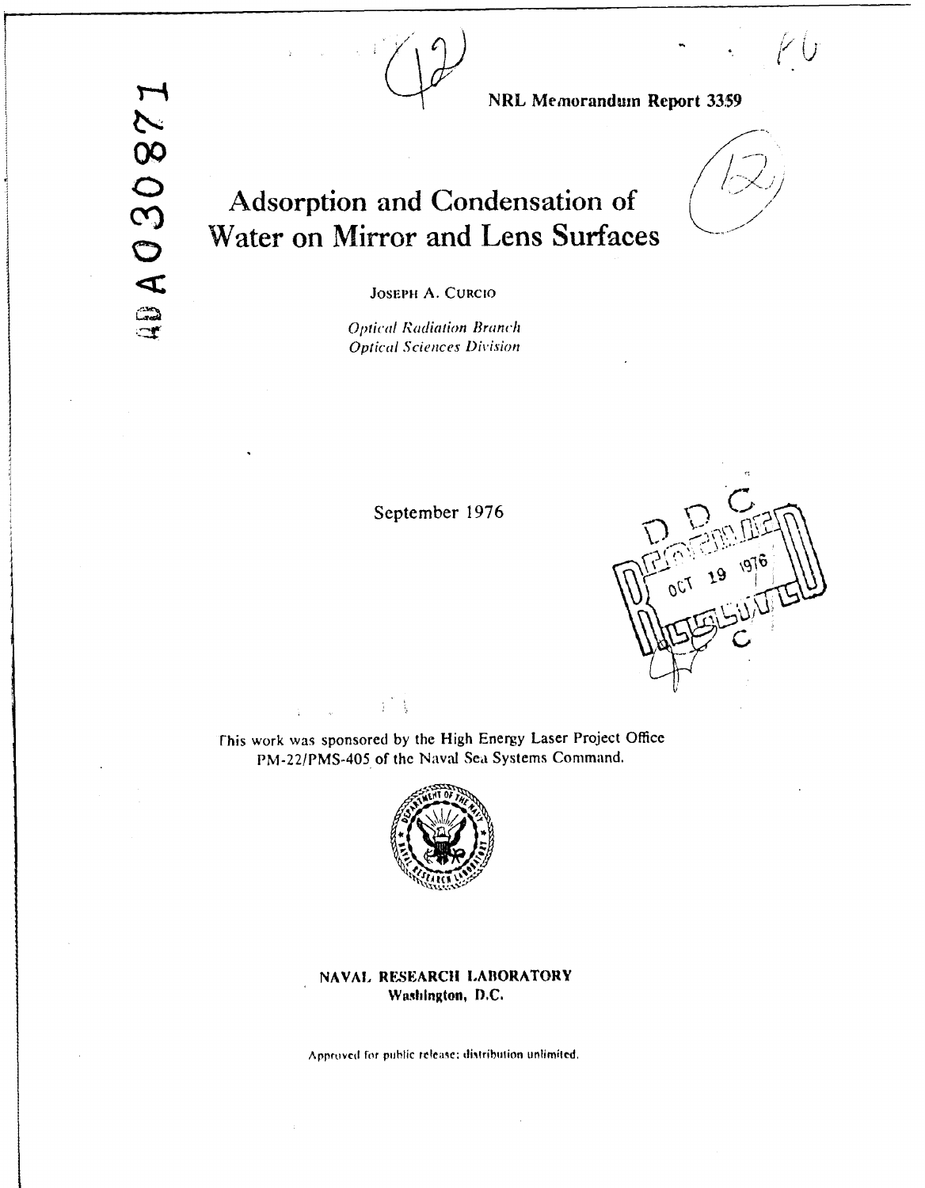NRL Memorandum Report 3359

# Adsorption and Condensation of Water on Mirror and Lens Surfaces

JOSEPH A. CURCIO

*Optical Radiation Branch*
*Optical Sciences Division*

September 1976

This work was sponsored by the High Energy Laser Project Office PM-22/PMS-405 of the Naval Sea Systems Command.

**NAVAL RESEARCH LABORATORY**
**Washington, D.C.**

Approved for public release; distribution unlimited.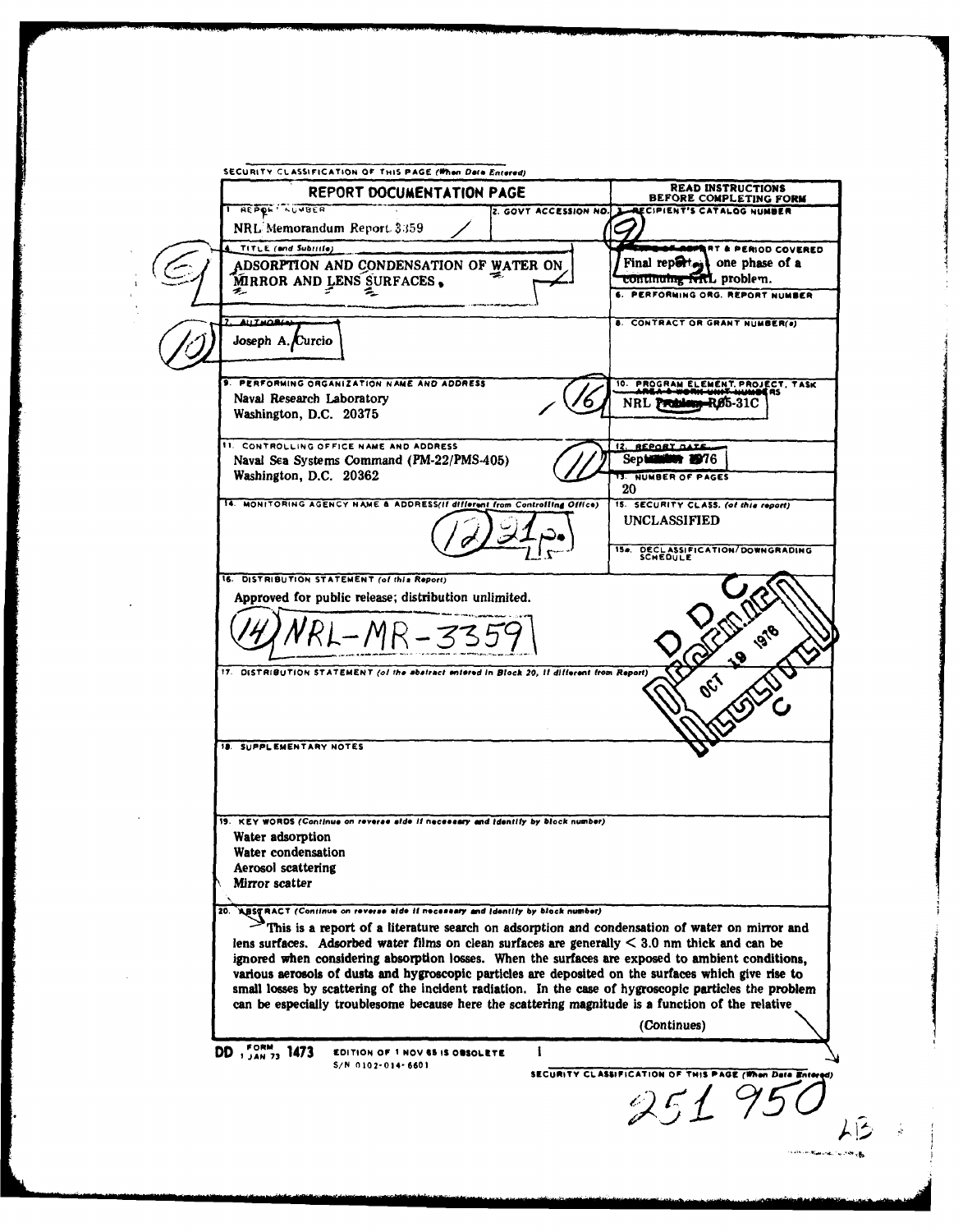SECURITY CLASSIFICATION OF THIS PAGE (When Data Entered)

# REPORT DOCUMENTATION PAGE

READ INSTRUCTIONS BEFORE COMPLETING FORM

| | | |
|---|---|---|
| 1. REPORT NUMBER<br>NRL Memorandum Report 3359 | 2. GOVT ACCESSION NO. | 3. RECIPIENT'S CATALOG NUMBER |
| 4. TITLE (and Subtitle)<br>ADSORPTION AND CONDENSATION OF WATER ON MIRROR AND LENS SURFACES. | | 5. TYPE OF REPORT & PERIOD COVERED<br>Final report, one phase of a continuing NRL problem. |
| | | 6. PERFORMING ORG. REPORT NUMBER |
| 7. AUTHOR(s)<br>Joseph A. Curcio | | 8. CONTRACT OR GRANT NUMBER(s) |
| 9. PERFORMING ORGANIZATION NAME AND ADDRESS<br>Naval Research Laboratory<br>Washington, D.C. 20375 | | 10. PROGRAM ELEMENT, PROJECT, TASK AREA & WORK UNIT NUMBERS<br>NRL Problem R05-31C |
| 11. CONTROLLING OFFICE NAME AND ADDRESS<br>Naval Sea Systems Command (PM-22/PMS-405)<br>Washington, D.C. 20362 | | 12. REPORT DATE<br>September 1976 |
| | | 13. NUMBER OF PAGES<br>20 |
| 14. MONITORING AGENCY NAME & ADDRESS(if different from Controlling Office) | | 15. SECURITY CLASS. (of this report)<br>UNCLASSIFIED |
| | | 15a. DECLASSIFICATION/DOWNGRADING SCHEDULE |

16. DISTRIBUTION STATEMENT (of this Report)

Approved for public release; distribution unlimited.

NRL-MR-3359

17. DISTRIBUTION STATEMENT (of the abstract entered in Block 20, if different from Report)

18. SUPPLEMENTARY NOTES

19. KEY WORDS (Continue on reverse side if necessary and identify by block number)

Water adsorption
Water condensation
Aerosol scattering
Mirror scatter

20. ABSTRACT (Continue on reverse side if necessary and identify by block number)

This is a report of a literature search on adsorption and condensation of water on mirror and lens surfaces. Adsorbed water films on clean surfaces are generally < 3.0 nm thick and can be ignored when considering absorption losses. When the surfaces are exposed to ambient conditions, various aerosols of dusts and hygroscopic particles are deposited on the surfaces which give rise to small losses by scattering of the incident radiation. In the case of hygroscopic particles the problem can be especially troublesome because here the scattering magnitude is a function of the relative

(Continues)

DD FORM 1473, 1 JAN 73 EDITION OF 1 NOV 65 IS OBSOLETE
S/N 0102-014-6601

SECURITY CLASSIFICATION OF THIS PAGE (When Data Entered)

251 950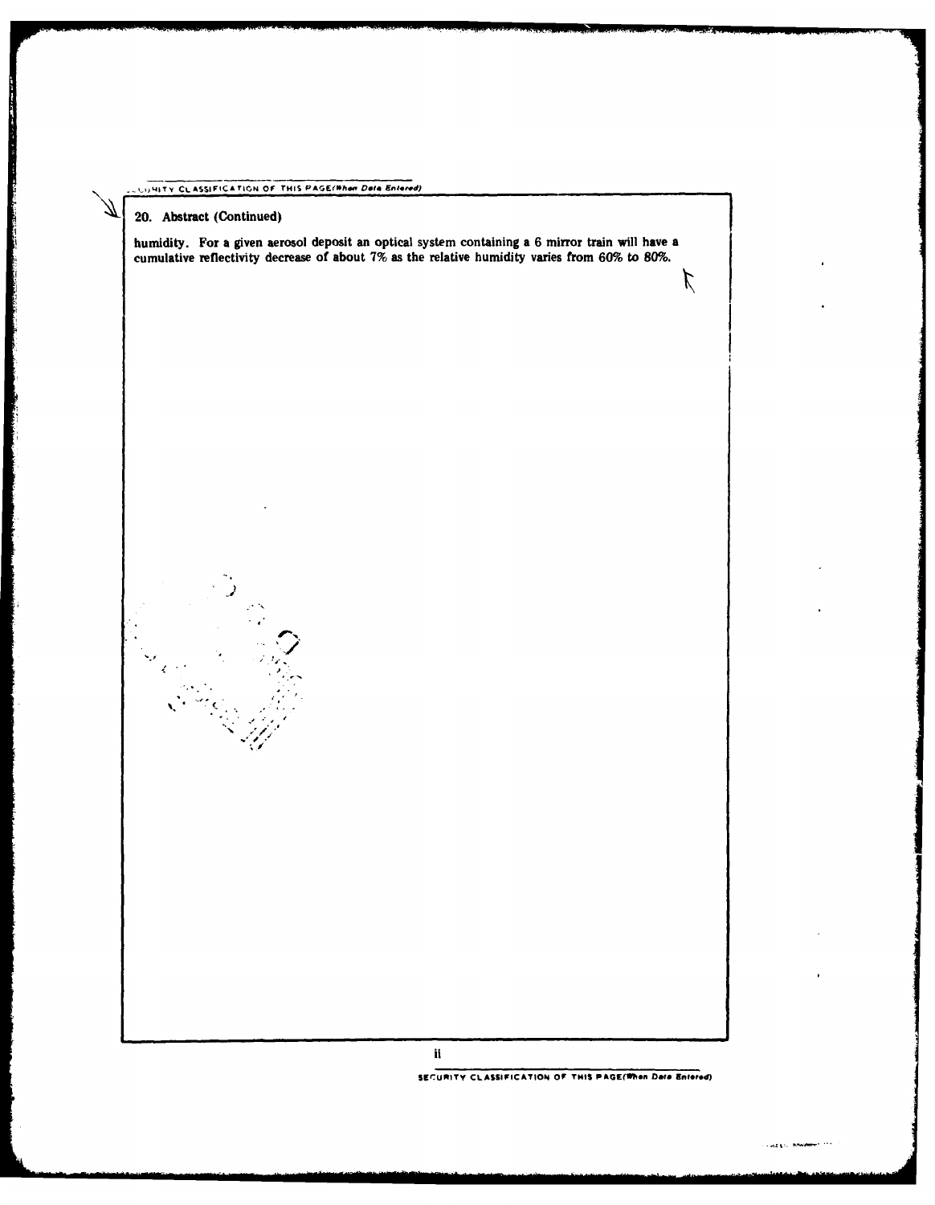## 20. Abstract (Continued)

humidity. For a given aerosol deposit an optical system containing a 6 mirror train will have a cumulative reflectivity decrease of about 7% as the relative humidity varies from 60% to 80%.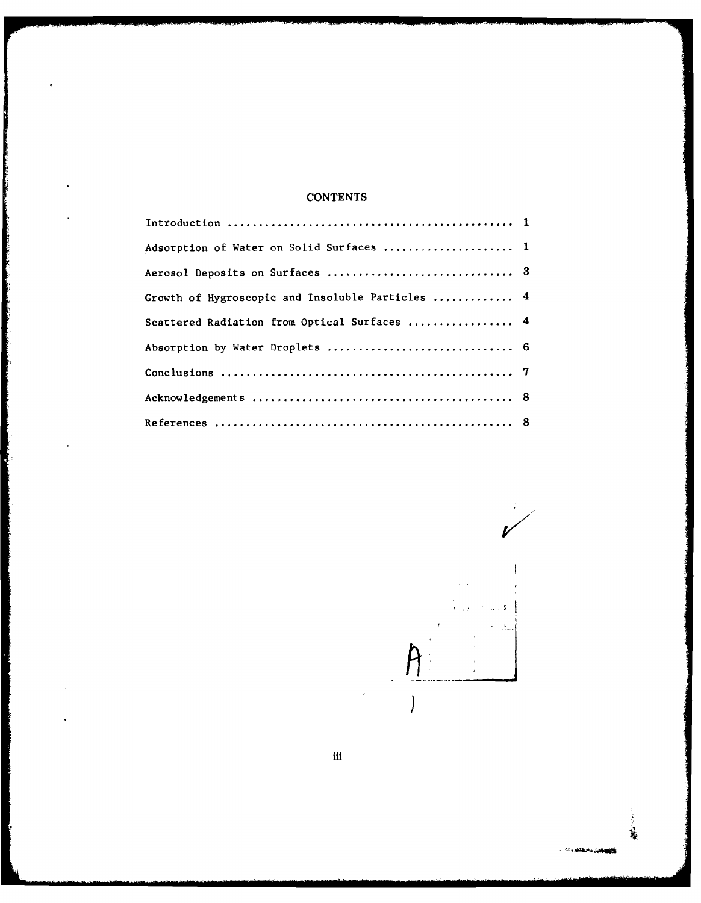# CONTENTS

Introduction ............................................ 1

Adsorption of Water on Solid Surfaces .................... 1

Aerosol Deposits on Surfaces ............................. 3

Growth of Hygroscopic and Insoluble Particles ............ 4

Scattered Radiation from Optical Surfaces ................ 4

Absorption by Water Droplets ............................. 6

Conclusions .............................................. 7

Acknowledgements ......................................... 8

References ............................................... 8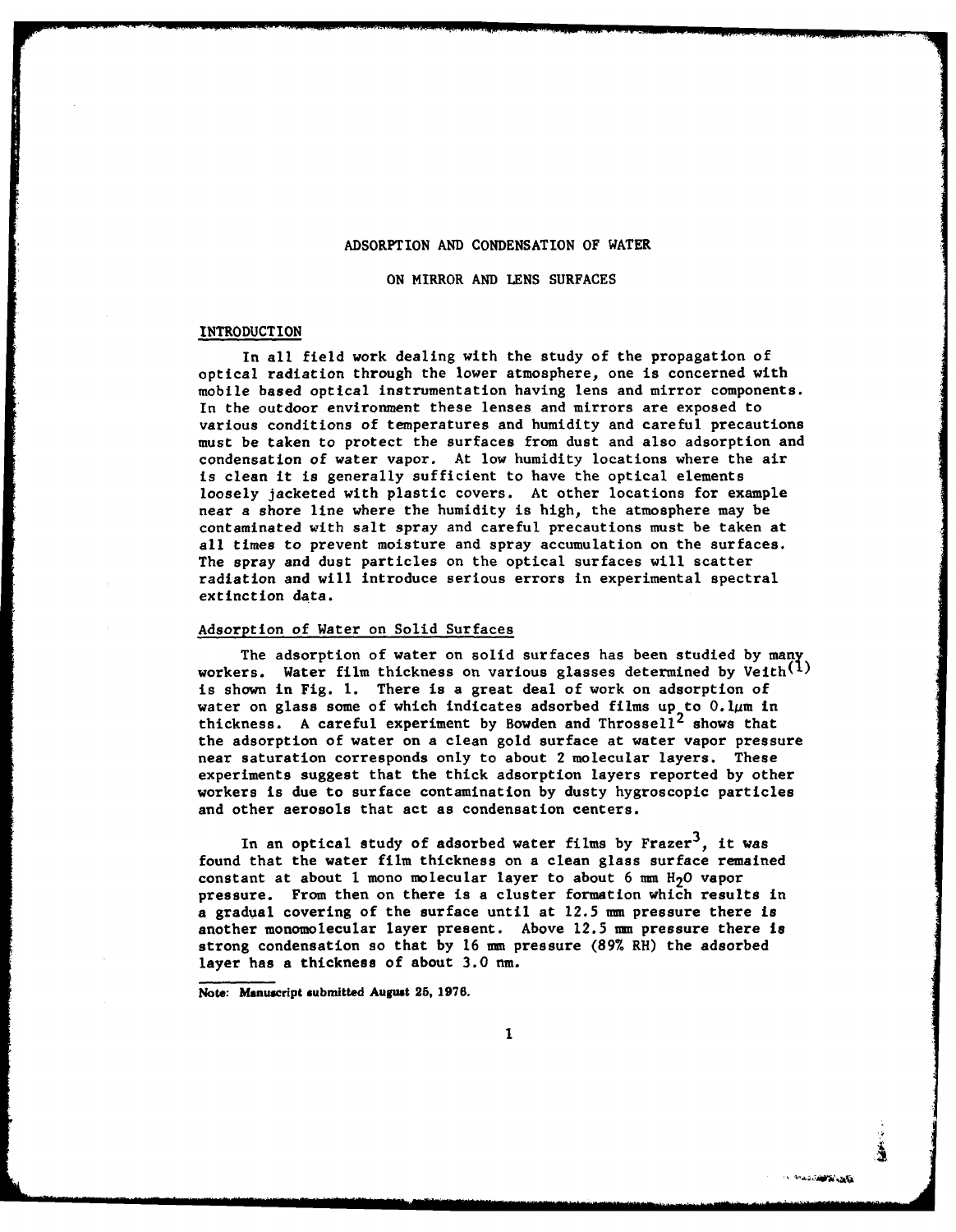# ADSORPTION AND CONDENSATION OF WATER ON MIRROR AND LENS SURFACES

## INTRODUCTION

In all field work dealing with the study of the propagation of optical radiation through the lower atmosphere, one is concerned with mobile based optical instrumentation having lens and mirror components. In the outdoor environment these lenses and mirrors are exposed to various conditions of temperatures and humidity and careful precautions must be taken to protect the surfaces from dust and also adsorption and condensation of water vapor. At low humidity locations where the air is clean it is generally sufficient to have the optical elements loosely jacketed with plastic covers. At other locations for example near a shore line where the humidity is high, the atmosphere may be contaminated with salt spray and careful precautions must be taken at all times to prevent moisture and spray accumulation on the surfaces. The spray and dust particles on the optical surfaces will scatter radiation and will introduce serious errors in experimental spectral extinction data.

### Adsorption of Water on Solid Surfaces

The adsorption of water on solid surfaces has been studied by many workers. Water film thickness on various glasses determined by Veith[(1)] is shown in Fig. 1. There is a great deal of work on adsorption of water on glass some of which indicates adsorbed films up to 0.1μm in thickness. A careful experiment by Bowden and Throssell[2] shows that the adsorption of water on a clean gold surface at water vapor pressure near saturation corresponds only to about 2 molecular layers. These experiments suggest that the thick adsorption layers reported by other workers is due to surface contamination by dusty hygroscopic particles and other aerosols that act as condensation centers.

In an optical study of adsorbed water films by Frazer[3], it was found that the water film thickness on a clean glass surface remained constant at about 1 mono molecular layer to about 6 mm $H_2O$ vapor pressure. From then on there is a cluster formation which results in a gradual covering of the surface until at 12.5 mm pressure there is another monomolecular layer present. Above 12.5 mm pressure there is strong condensation so that by 16 mm pressure (89% RH) the adsorbed layer has a thickness of about 3.0 nm.

Note: Manuscript submitted August 25, 1976.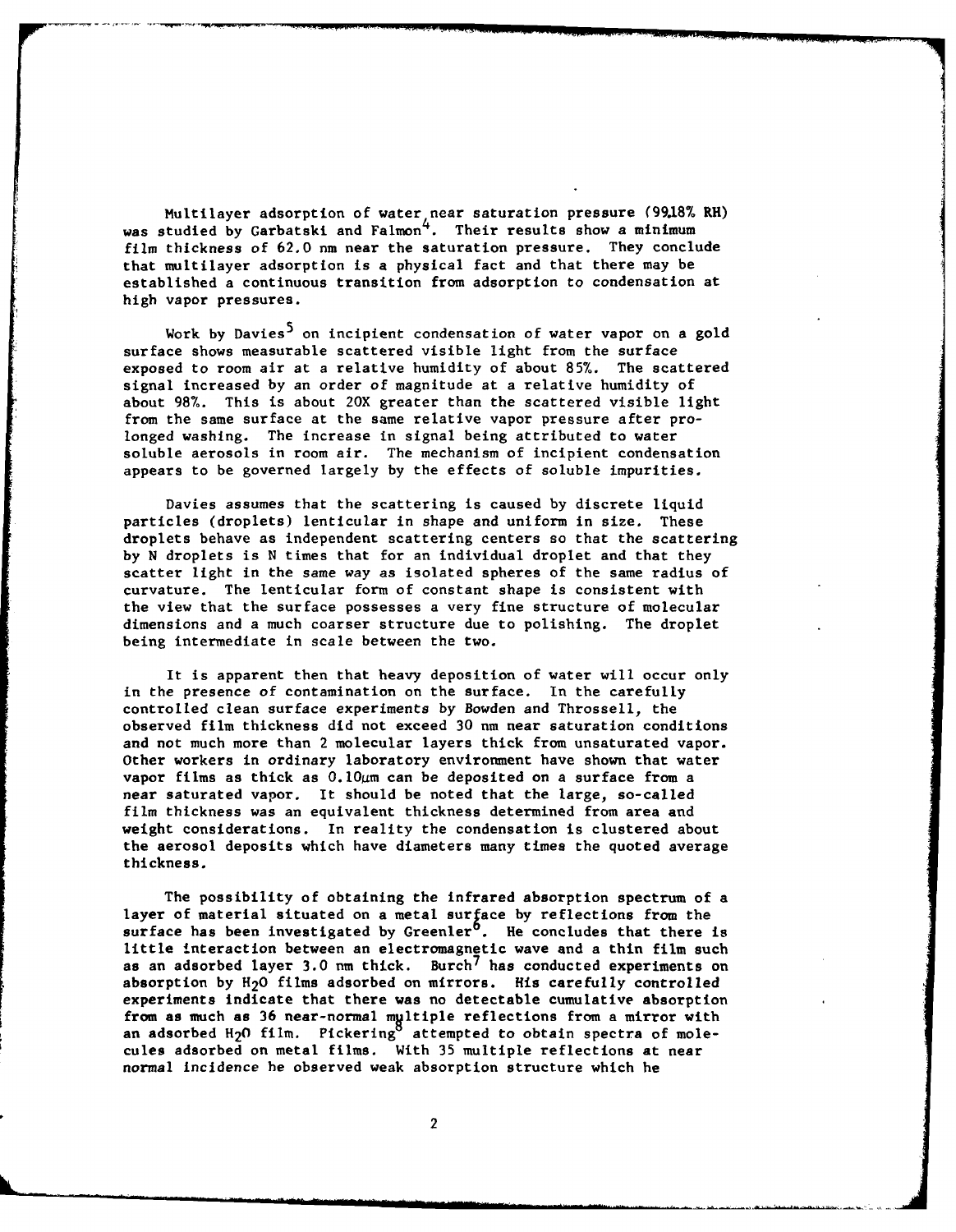Multilayer adsorption of water near saturation pressure (99.18% RH) was studied by Garbatski and Falmon[4]. Their results show a minimum film thickness of 62.0 nm near the saturation pressure. They conclude that multilayer adsorption is a physical fact and that there may be established a continuous transition from adsorption to condensation at high vapor pressures.

Work by Davies[5] on incipient condensation of water vapor on a gold surface shows measurable scattered visible light from the surface exposed to room air at a relative humidity of about 85%. The scattered signal increased by an order of magnitude at a relative humidity of about 98%. This is about 20X greater than the scattered visible light from the same surface at the same relative vapor pressure after prolonged washing. The increase in signal being attributed to water soluble aerosols in room air. The mechanism of incipient condensation appears to be governed largely by the effects of soluble impurities.

Davies assumes that the scattering is caused by discrete liquid particles (droplets) lenticular in shape and uniform in size. These droplets behave as independent scattering centers so that the scattering by N droplets is N times that for an individual droplet and that they scatter light in the same way as isolated spheres of the same radius of curvature. The lenticular form of constant shape is consistent with the view that the surface possesses a very fine structure of molecular dimensions and a much coarser structure due to polishing. The droplet being intermediate in scale between the two.

It is apparent then that heavy deposition of water will occur only in the presence of contamination on the surface. In the carefully controlled clean surface experiments by Bowden and Throssell, the observed film thickness did not exceed 30 nm near saturation conditions and not much more than 2 molecular layers thick from unsaturated vapor. Other workers in ordinary laboratory environment have shown that water vapor films as thick as 0.10μm can be deposited on a surface from a near saturated vapor. It should be noted that the large, so-called film thickness was an equivalent thickness determined from area and weight considerations. In reality the condensation is clustered about the aerosol deposits which have diameters many times the quoted average thickness.

The possibility of obtaining the infrared absorption spectrum of a layer of material situated on a metal surface by reflections from the surface has been investigated by Greenler[6]. He concludes that there is little interaction between an electromagnetic wave and a thin film such as an adsorbed layer 3.0 nm thick. Burch[7] has conducted experiments on absorption by $H_2O$ films adsorbed on mirrors. His carefully controlled experiments indicate that there was no detectable cumulative absorption from as much as 36 near-normal multiple reflections from a mirror with an adsorbed $H_2O$ film. Pickering[8] attempted to obtain spectra of molecules adsorbed on metal films. With 35 multiple reflections at near normal incidence he observed weak absorption structure which he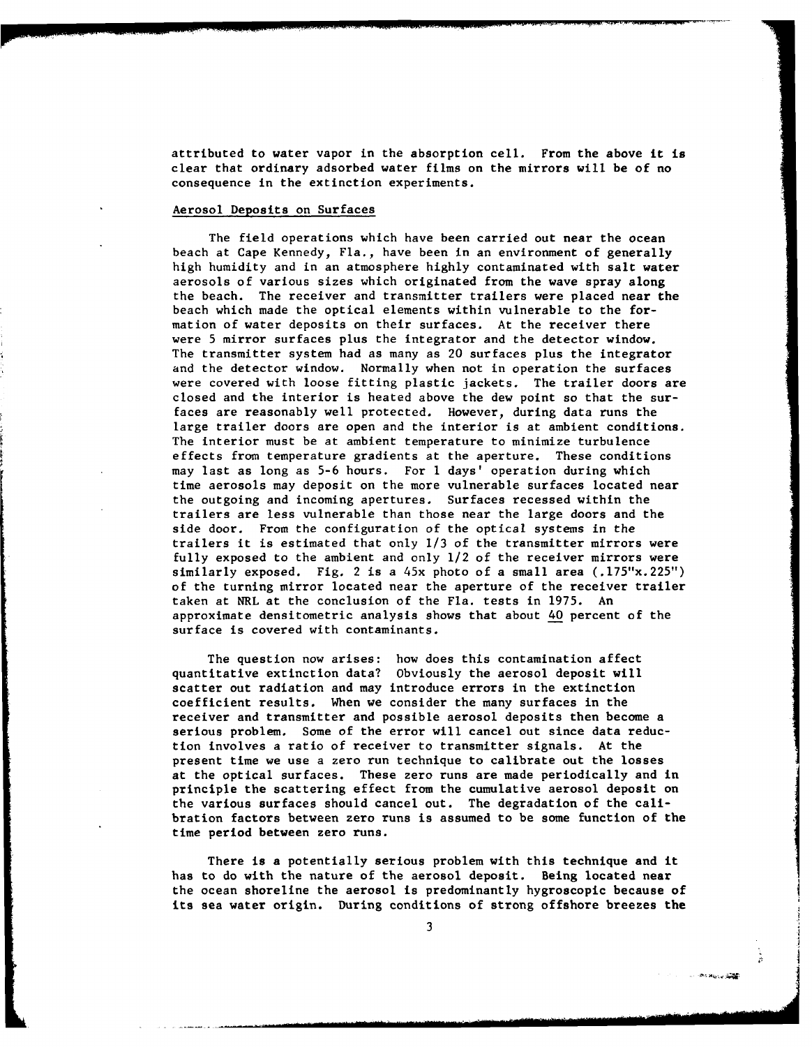attributed to water vapor in the absorption cell. From the above it is clear that ordinary adsorbed water films on the mirrors will be of no consequence in the extinction experiments.

## Aerosol Deposits on Surfaces

The field operations which have been carried out near the ocean beach at Cape Kennedy, Fla., have been in an environment of generally high humidity and in an atmosphere highly contaminated with salt water aerosols of various sizes which originated from the wave spray along the beach. The receiver and transmitter trailers were placed near the beach which made the optical elements within vulnerable to the formation of water deposits on their surfaces. At the receiver there were 5 mirror surfaces plus the integrator and the detector window. The transmitter system had as many as 20 surfaces plus the integrator and the detector window. Normally when not in operation the surfaces were covered with loose fitting plastic jackets. The trailer doors are closed and the interior is heated above the dew point so that the surfaces are reasonably well protected. However, during data runs the large trailer doors are open and the interior is at ambient conditions. The interior must be at ambient temperature to minimize turbulence effects from temperature gradients at the aperture. These conditions may last as long as 5-6 hours. For 1 days' operation during which time aerosols may deposit on the more vulnerable surfaces located near the outgoing and incoming apertures. Surfaces recessed within the trailers are less vulnerable than those near the large doors and the side door. From the configuration of the optical systems in the trailers it is estimated that only 1/3 of the transmitter mirrors were fully exposed to the ambient and only 1/2 of the receiver mirrors were similarly exposed. Fig. 2 is a 45x photo of a small area (.175"x.225") of the turning mirror located near the aperture of the receiver trailer taken at NRL at the conclusion of the Fla. tests in 1975. An approximate densitometric analysis shows that about 40 percent of the surface is covered with contaminants.

The question now arises: how does this contamination affect quantitative extinction data? Obviously the aerosol deposit will scatter out radiation and may introduce errors in the extinction coefficient results. When we consider the many surfaces in the receiver and transmitter and possible aerosol deposits then become a serious problem. Some of the error will cancel out since data reduction involves a ratio of receiver to transmitter signals. At the present time we use a zero run technique to calibrate out the losses at the optical surfaces. These zero runs are made periodically and in principle the scattering effect from the cumulative aerosol deposit on the various surfaces should cancel out. The degradation of the calibration factors between zero runs is assumed to be some function of the time period between zero runs.

There is a potentially serious problem with this technique and it has to do with the nature of the aerosol deposit. Being located near the ocean shoreline the aerosol is predominantly hygroscopic because of its sea water origin. During conditions of strong offshore breezes the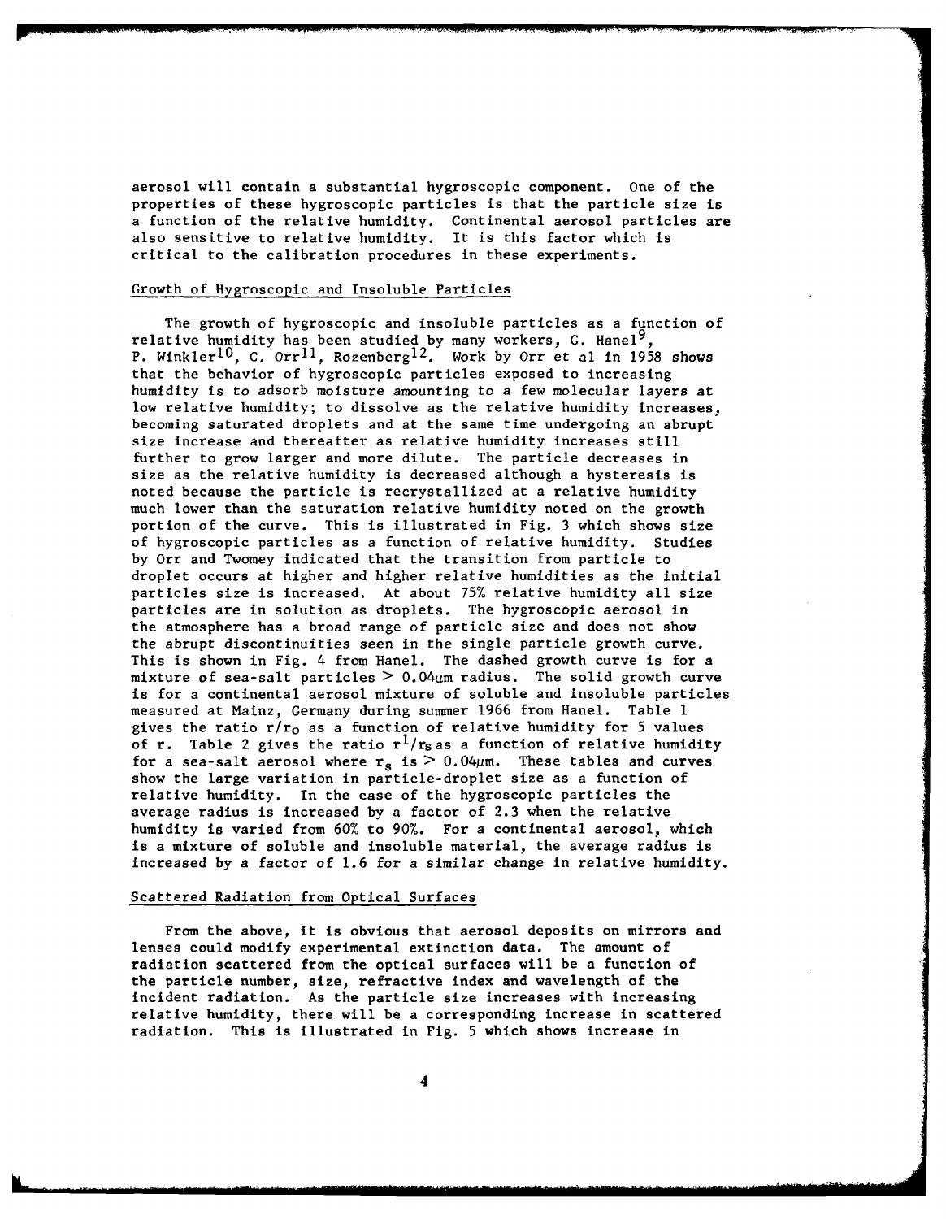aerosol will contain a substantial hygroscopic component. One of the properties of these hygroscopic particles is that the particle size is a function of the relative humidity. Continental aerosol particles are also sensitive to relative humidity. It is this factor which is critical to the calibration procedures in these experiments.

## Growth of Hygroscopic and Insoluble Particles

The growth of hygroscopic and insoluble particles as a function of relative humidity has been studied by many workers, G. Hanel[9], P. Winkler[10], C. Orr[11], Rozenberg[12]. Work by Orr et al in 1958 shows that the behavior of hygroscopic particles exposed to increasing humidity is to adsorb moisture amounting to a few molecular layers at low relative humidity; to dissolve as the relative humidity increases, becoming saturated droplets and at the same time undergoing an abrupt size increase and thereafter as relative humidity increases still further to grow larger and more dilute. The particle decreases in size as the relative humidity is decreased although a hysteresis is noted because the particle is recrystallized at a relative humidity much lower than the saturation relative humidity noted on the growth portion of the curve. This is illustrated in Fig. 3 which shows size of hygroscopic particles as a function of relative humidity. Studies by Orr and Twomey indicated that the transition from particle to droplet occurs at higher and higher relative humidities as the initial particles size is increased. At about 75% relative humidity all size particles are in solution as droplets. The hygroscopic aerosol in the atmosphere has a broad range of particle size and does not show the abrupt discontinuities seen in the single particle growth curve. This is shown in Fig. 4 from Hanel. The dashed growth curve is for a mixture of sea-salt particles $> 0.04\mu m$ radius. The solid growth curve is for a continental aerosol mixture of soluble and insoluble particles measured at Mainz, Germany during summer 1966 from Hanel. Table 1 gives the ratio $r/r_o$ as a function of relative humidity for 5 values of r. Table 2 gives the ratio $r^1/r_s$ as a function of relative humidity for a sea-salt aerosol where $r_s$ is $> 0.04\mu m$. These tables and curves show the large variation in particle-droplet size as a function of relative humidity. In the case of the hygroscopic particles the average radius is increased by a factor of 2.3 when the relative humidity is varied from 60% to 90%. For a continental aerosol, which is a mixture of soluble and insoluble material, the average radius is increased by a factor of 1.6 for a similar change in relative humidity.

## Scattered Radiation from Optical Surfaces

From the above, it is obvious that aerosol deposits on mirrors and lenses could modify experimental extinction data. The amount of radiation scattered from the optical surfaces will be a function of the particle number, size, refractive index and wavelength of the incident radiation. As the particle size increases with increasing relative humidity, there will be a corresponding increase in scattered radiation. This is illustrated in Fig. 5 which shows increase in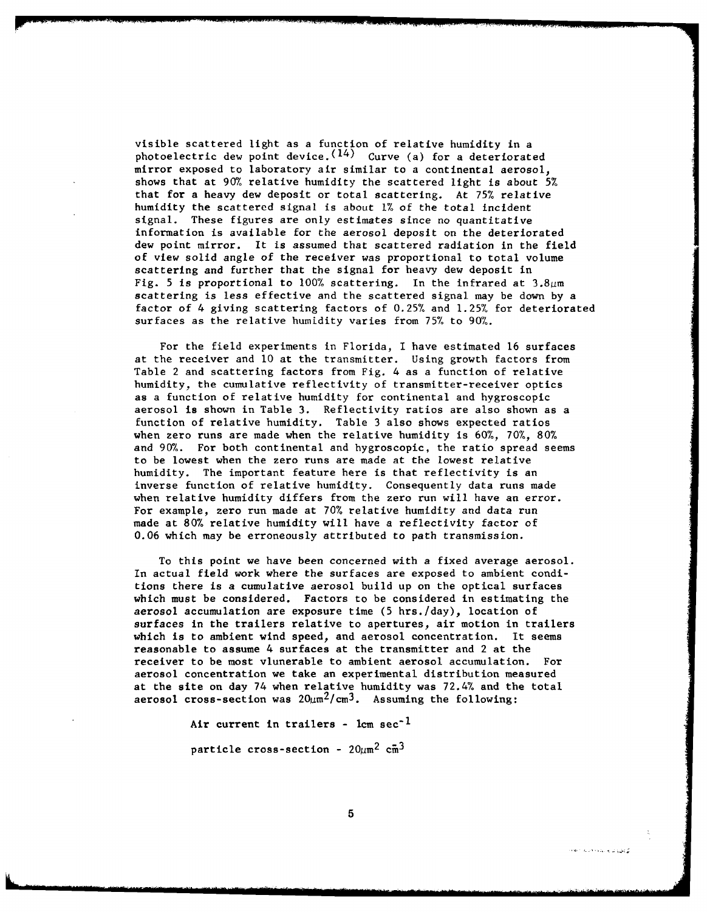visible scattered light as a function of relative humidity in a photoelectric dew point device.[14] Curve (a) for a deteriorated mirror exposed to laboratory air similar to a continental aerosol, shows that at 90% relative humidity the scattered light is about 5% that for a heavy dew deposit or total scattering. At 75% relative humidity the scattered signal is about 1% of the total incident signal. These figures are only estimates since no quantitative information is available for the aerosol deposit on the deteriorated dew point mirror. It is assumed that scattered radiation in the field of view solid angle of the receiver was proportional to total volume scattering and further that the signal for heavy dew deposit in Fig. 5 is proportional to 100% scattering. In the infrared at $3.8\mu m$ scattering is less effective and the scattered signal may be down by a factor of 4 giving scattering factors of 0.25% and 1.25% for deteriorated surfaces as the relative humidity varies from 75% to 90%.

For the field experiments in Florida, I have estimated 16 surfaces at the receiver and 10 at the transmitter. Using growth factors from Table 2 and scattering factors from Fig. 4 as a function of relative humidity, the cumulative reflectivity of transmitter-receiver optics as a function of relative humidity for continental and hygroscopic aerosol is shown in Table 3. Reflectivity ratios are also shown as a function of relative humidity. Table 3 also shows expected ratios when zero runs are made when the relative humidity is 60%, 70%, 80% and 90%. For both continental and hygroscopic, the ratio spread seems to be lowest when the zero runs are made at the lowest relative humidity. The important feature here is that reflectivity is an inverse function of relative humidity. Consequently data runs made when relative humidity differs from the zero run will have an error. For example, zero run made at 70% relative humidity and data run made at 80% relative humidity will have a reflectivity factor of 0.06 which may be erroneously attributed to path transmission.

To this point we have been concerned with a fixed average aerosol. In actual field work where the surfaces are exposed to ambient conditions there is a cumulative aerosol build up on the optical surfaces which must be considered. Factors to be considered in estimating the aerosol accumulation are exposure time (5 hrs./day), location of surfaces in the trailers relative to apertures, air motion in trailers which is to ambient wind speed, and aerosol concentration. It seems reasonable to assume 4 surfaces at the transmitter and 2 at the receiver to be most vlunerable to ambient aerosol accumulation. For aerosol concentration we take an experimental distribution measured at the site on day 74 when relative humidity was 72.4% and the total aerosol cross-section was $20\mu m^2/cm^3$. Assuming the following:

Air current in trailers - $1 cm\ sec^{-1}$

particle cross-section - $20\mu m^2\ cm^{-3}$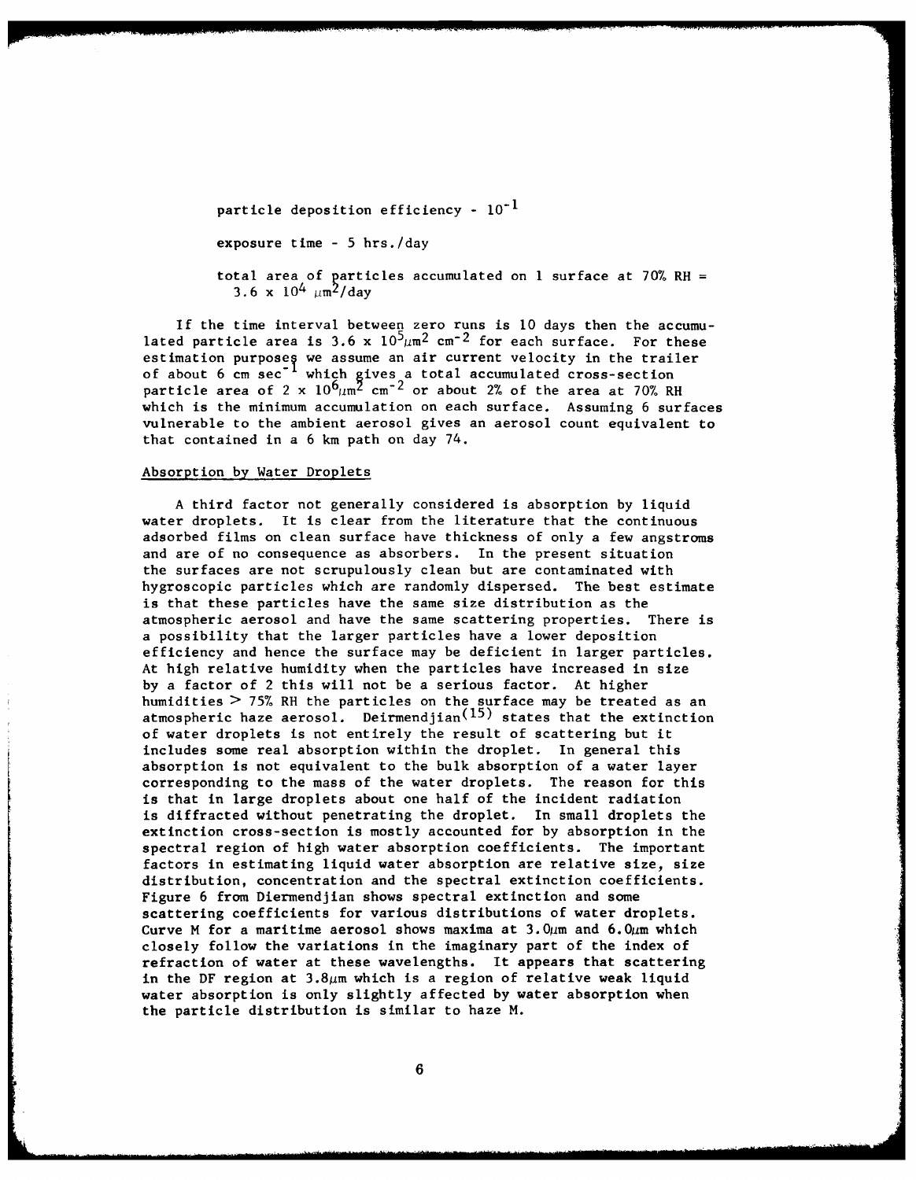particle deposition efficiency - $10^{-1}$

exposure time - 5 hrs./day

total area of particles accumulated on 1 surface at 70% RH = $3.6 \times 10^4\ \mu m^2$/day

If the time interval between zero runs is 10 days then the accumulated particle area is $3.6 \times 10^5 \mu m^2\ cm^{-2}$ for each surface. For these estimation purposes we assume an air current velocity in the trailer of about 6 cm $sec^{-1}$ which gives a total accumulated cross-section particle area of $2 \times 10^6 \mu m^2\ cm^{-2}$ or about 2% of the area at 70% RH which is the minimum accumulation on each surface. Assuming 6 surfaces vulnerable to the ambient aerosol gives an aerosol count equivalent to that contained in a 6 km path on day 74.

## Absorption by Water Droplets

A third factor not generally considered is absorption by liquid water droplets. It is clear from the literature that the continuous adsorbed films on clean surface have thickness of only a few angstroms and are of no consequence as absorbers. In the present situation the surfaces are not scrupulously clean but are contaminated with hygroscopic particles which are randomly dispersed. The best estimate is that these particles have the same size distribution as the atmospheric aerosol and have the same scattering properties. There is a possibility that the larger particles have a lower deposition efficiency and hence the surface may be deficient in larger particles. At high relative humidity when the particles have increased in size by a factor of 2 this will not be a serious factor. At higher humidities > 75% RH the particles on the surface may be treated as an atmospheric haze aerosol. Deirmendjian[15] states that the extinction of water droplets is not entirely the result of scattering but it includes some real absorption within the droplet. In general this absorption is not equivalent to the bulk absorption of a water layer corresponding to the mass of the water droplets. The reason for this is that in large droplets about one half of the incident radiation is diffracted without penetrating the droplet. In small droplets the extinction cross-section is mostly accounted for by absorption in the spectral region of high water absorption coefficients. The important factors in estimating liquid water absorption are relative size, size distribution, concentration and the spectral extinction coefficients. Figure 6 from Diermendjian shows spectral extinction and some scattering coefficients for various distributions of water droplets. Curve M for a maritime aerosol shows maxima at 3.0$\mu$m and 6.0$\mu$m which closely follow the variations in the imaginary part of the index of refraction of water at these wavelengths. It appears that scattering in the DF region at 3.8$\mu$m which is a region of relative weak liquid water absorption is only slightly affected by water absorption when the particle distribution is similar to haze M.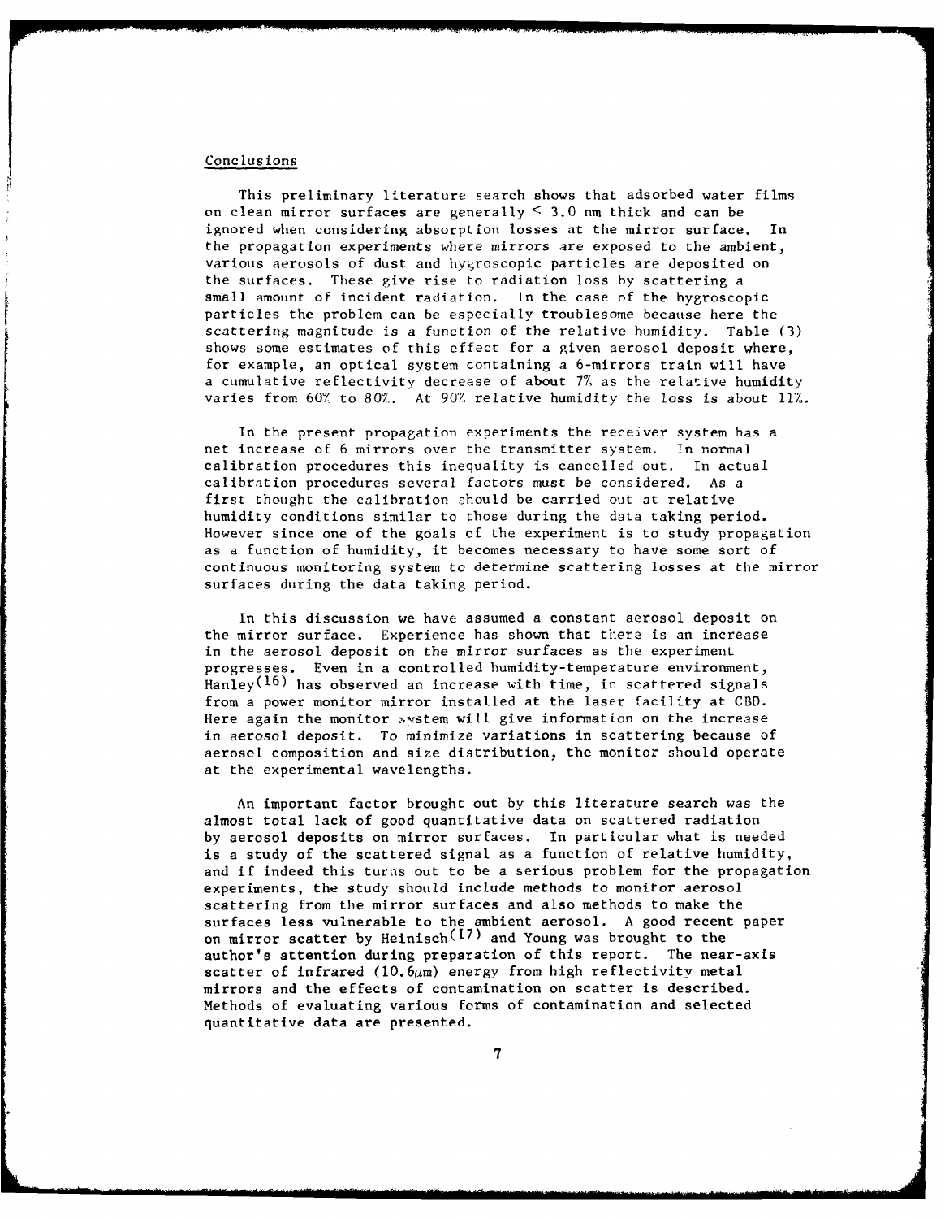## Conclusions

This preliminary literature search shows that adsorbed water films on clean mirror surfaces are generally $< 3.0$ nm thick and can be ignored when considering absorption losses at the mirror surface. In the propagation experiments where mirrors are exposed to the ambient, various aerosols of dust and hygroscopic particles are deposited on the surfaces. These give rise to radiation loss by scattering a small amount of incident radiation. In the case of the hygroscopic particles the problem can be especially troublesome because here the scattering magnitude is a function of the relative humidity. Table (3) shows some estimates of this effect for a given aerosol deposit where, for example, an optical system containing a 6-mirrors train will have a cumulative reflectivity decrease of about 7% as the relative humidity varies from 60% to 80%. At 90% relative humidity the loss is about 11%.

In the present propagation experiments the receiver system has a net increase of 6 mirrors over the transmitter system. In normal calibration procedures this inequality is cancelled out. In actual calibration procedures several factors must be considered. As a first thought the calibration should be carried out at relative humidity conditions similar to those during the data taking period. However since one of the goals of the experiment is to study propagation as a function of humidity, it becomes necessary to have some sort of continuous monitoring system to determine scattering losses at the mirror surfaces during the data taking period.

In this discussion we have assumed a constant aerosol deposit on the mirror surface. Experience has shown that there is an increase in the aerosol deposit on the mirror surfaces as the experiment progresses. Even in a controlled humidity-temperature environment, Hanley[16] has observed an increase with time, in scattered signals from a power monitor mirror installed at the laser facility at CBD. Here again the monitor system will give information on the increase in aerosol deposit. To minimize variations in scattering because of aerosol composition and size distribution, the monitor should operate at the experimental wavelengths.

An important factor brought out by this literature search was the almost total lack of good quantitative data on scattered radiation by aerosol deposits on mirror surfaces. In particular what is needed is a study of the scattered signal as a function of relative humidity, and if indeed this turns out to be a serious problem for the propagation experiments, the study should include methods to monitor aerosol scattering from the mirror surfaces and also methods to make the surfaces less vulnerable to the ambient aerosol. A good recent paper on mirror scatter by Heinisch[17] and Young was brought to the author's attention during preparation of this report. The near-axis scatter of infrared (10.6$\mu$m) energy from high reflectivity metal mirrors and the effects of contamination on scatter is described. Methods of evaluating various forms of contamination and selected quantitative data are presented.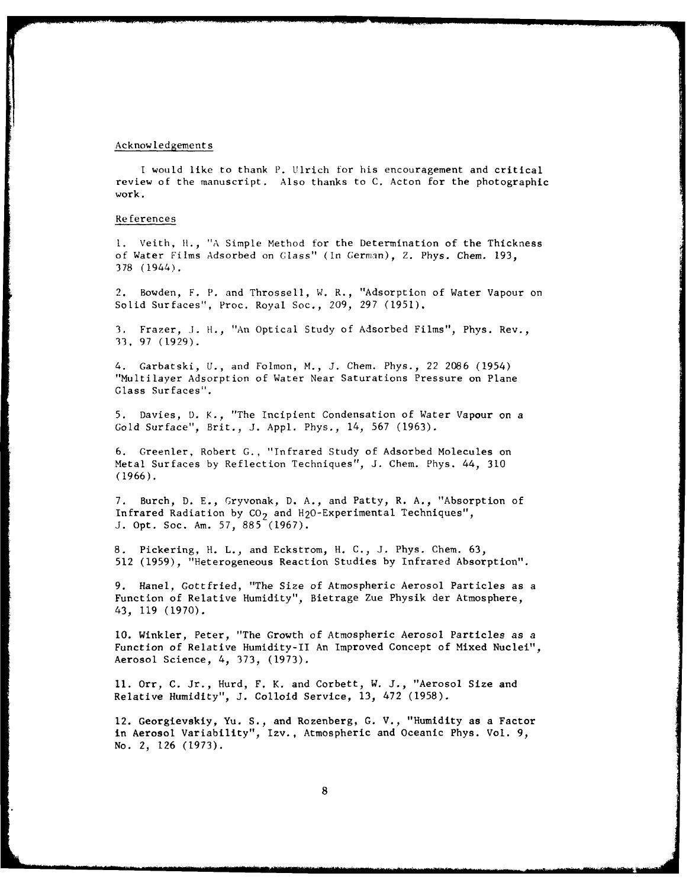## Acknowledgements

I would like to thank P. Ulrich for his encouragement and critical review of the manuscript. Also thanks to C. Acton for the photographic work.

## References

1. Veith, H., "A Simple Method for the Determination of the Thickness of Water Films Adsorbed on Glass" (In German), Z. Phys. Chem. 193, 378 (1944).

2. Bowden, F. P. and Throssell, W. R., "Adsorption of Water Vapour on Solid Surfaces", Proc. Royal Soc., 209, 297 (1951).

3. Frazer, J. H., "An Optical Study of Adsorbed Films", Phys. Rev., 33, 97 (1929).

4. Garbatski, U., and Folmon, M., J. Chem. Phys., 22 2086 (1954) "Multilayer Adsorption of Water Near Saturations Pressure on Plane Glass Surfaces".

5. Davies, D. K., "The Incipient Condensation of Water Vapour on a Gold Surface", Brit., J. Appl. Phys., 14, 567 (1963).

6. Greenler, Robert G., "Infrared Study of Adsorbed Molecules on Metal Surfaces by Reflection Techniques", J. Chem. Phys. 44, 310 (1966).

7. Burch, D. E., Gryvonak, D. A., and Patty, R. A., "Absorption of Infrared Radiation by $CO_2$ and $H_2O$-Experimental Techniques", J. Opt. Soc. Am. 57, 885 (1967).

8. Pickering, H. L., and Eckstrom, H. C., J. Phys. Chem. 63, 512 (1959), "Heterogeneous Reaction Studies by Infrared Absorption".

9. Hanel, Gottfried, "The Size of Atmospheric Aerosol Particles as a Function of Relative Humidity", Bietrage Zue Physik der Atmosphere, 43, 119 (1970).

10. Winkler, Peter, "The Growth of Atmospheric Aerosol Particles as a Function of Relative Humidity-II An Improved Concept of Mixed Nuclei", Aerosol Science, 4, 373, (1973).

11. Orr, C. Jr., Hurd, F. K. and Corbett, W. J., "Aerosol Size and Relative Humidity", J. Colloid Service, 13, 472 (1958).

12. Georgievskiy, Yu. S., and Rozenberg, G. V., "Humidity as a Factor in Aerosol Variability", Izv., Atmospheric and Oceanic Phys. Vol. 9, No. 2, 126 (1973).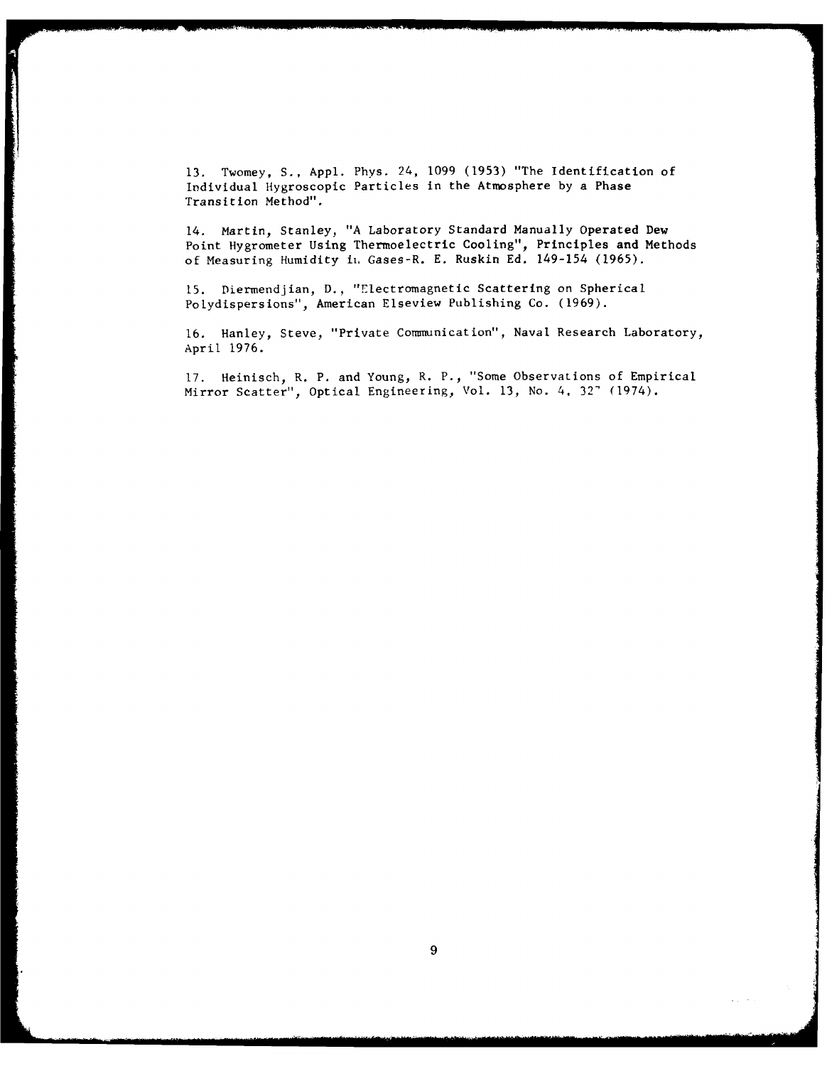13. Twomey, S., Appl. Phys. 24, 1099 (1953) "The Identification of Individual Hygroscopic Particles in the Atmosphere by a Phase Transition Method".

14. Martin, Stanley, "A Laboratory Standard Manually Operated Dew Point Hygrometer Using Thermoelectric Cooling", Principles and Methods of Measuring Humidity in Gases-R. E. Ruskin Ed. 149-154 (1965).

15. Diermendjian, D., "Electromagnetic Scattering on Spherical Polydispersions", American Elseview Publishing Co. (1969).

16. Hanley, Steve, "Private Communication", Naval Research Laboratory, April 1976.

17. Heinisch, R. P. and Young, R. P., "Some Observations of Empirical Mirror Scatter", Optical Engineering, Vol. 13, No. 4, 327 (1974).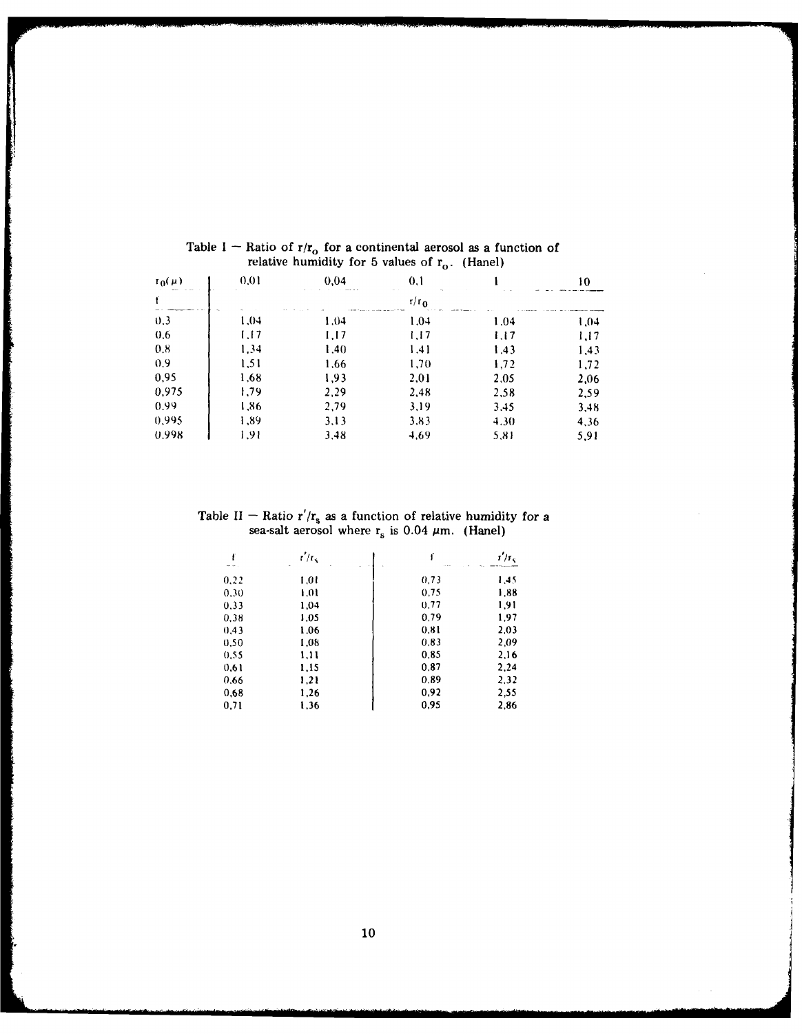Table I — Ratio of $r/r_o$ for a continental aerosol as a function of relative humidity for 5 values of $r_o$. (Hanel)

| $r_0(\mu)$ | 0,01 | 0,04 | 0,1 | 1 | 10 |
|---|---|---|---|---|---|
| f | | | $r/r_0$ | | |
| 0.3 | 1,04 | 1,04 | 1.04 | 1.04 | 1,04 |
| 0.6 | 1,17 | 1,17 | 1,17 | 1.17 | 1,17 |
| 0.8 | 1,34 | 1,40 | 1.41 | 1.43 | 1,43 |
| 0.9 | 1,51 | 1,66 | 1,70 | 1,72 | 1,72 |
| 0,95 | 1,68 | 1,93 | 2,01 | 2,05 | 2,06 |
| 0,975 | 1,79 | 2,29 | 2,48 | 2,58 | 2,59 |
| 0.99 | 1,86 | 2,79 | 3,19 | 3.45 | 3,48 |
| 0,995 | 1,89 | 3,13 | 3.83 | 4.30 | 4,36 |
| 0.998 | 1,91 | 3,48 | 4,69 | 5.81 | 5,91 |

Table II — Ratio $r'/r_s$ as a function of relative humidity for a sea-salt aerosol where $r_s$ is 0.04 $\mu$m. (Hanel)

| f | $r'/r_s$ | f | $r'/r_s$ |
|---|---|---|---|
| 0,22 | 1,01 | 0,73 | 1,45 |
| 0,30 | 1,01 | 0,75 | 1,88 |
| 0,33 | 1,04 | 0,77 | 1,91 |
| 0,38 | 1,05 | 0,79 | 1,97 |
| 0,43 | 1,06 | 0,81 | 2,03 |
| 0,50 | 1,08 | 0,83 | 2,09 |
| 0,55 | 1,11 | 0,85 | 2,16 |
| 0,61 | 1,15 | 0,87 | 2,24 |
| 0,66 | 1,21 | 0,89 | 2,32 |
| 0,68 | 1,26 | 0,92 | 2,55 |
| 0,71 | 1,36 | 0,95 | 2,86 |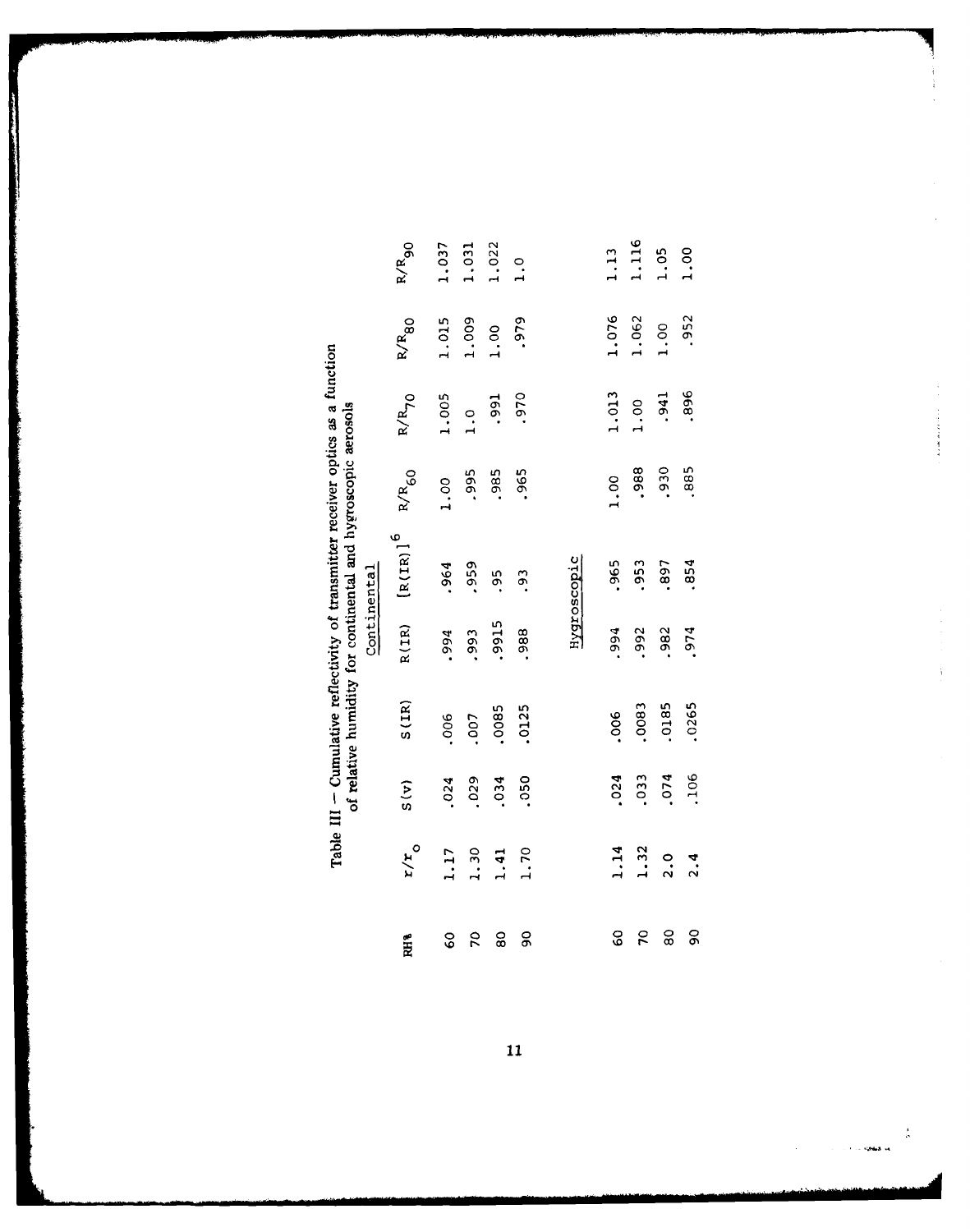Table III – Cumulative reflectivity of transmitter receiver optics as a function of relative humidity for continental and hygroscopic aerosols

| RH% | $r/r_o$ | S(v) | S(IR) | R(IR) | $[R(IR)]^6$ | $R/R_{60}$ | $R/R_{70}$ | $R/R_{80}$ | $R/R_{90}$ |
|---|---|---|---|---|---|---|---|---|---|
| | | | | Continental | | | | | |
| 60 | 1.17 | .024 | .006 | .994 | .964 | 1.00 | 1.005 | 1.015 | 1.037 |
| 70 | 1.30 | .029 | .007 | .993 | .959 | .995 | 1.0 | 1.009 | 1.031 |
| 80 | 1.41 | .034 | .0085 | .9915 | .95 | .985 | .991 | 1.00 | 1.022 |
| 90 | 1.70 | .050 | .0125 | .988 | .93 | .965 | .970 | .979 | 1.0 |
| | | | | Hygroscopic | | | | | |
| 60 | 1.14 | .024 | .006 | .994 | .965 | 1.00 | 1.013 | 1.076 | 1.13 |
| 70 | 1.32 | .033 | .0083 | .992 | .953 | .988 | 1.00 | 1.062 | 1.116 |
| 80 | 2.0 | .074 | .0185 | .982 | .897 | .930 | .941 | 1.00 | 1.05 |
| 90 | 2.4 | .106 | .0265 | .974 | .854 | .885 | .896 | .952 | 1.00 |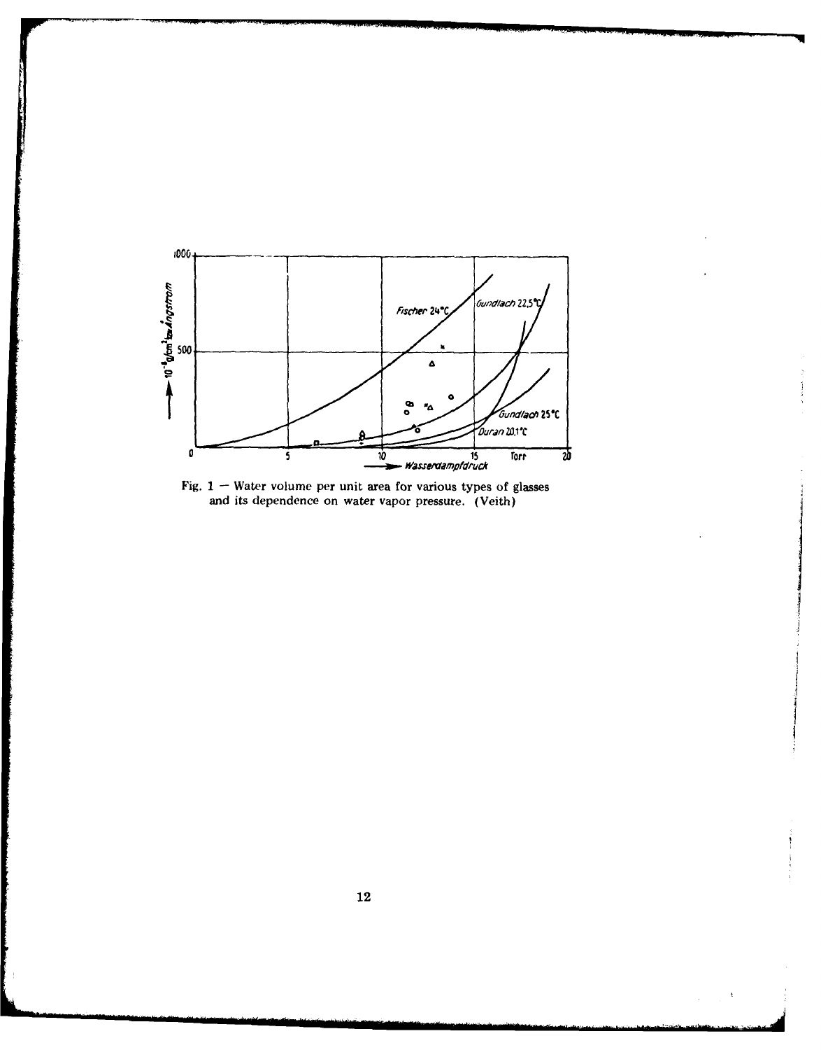Fig. 1 — Water volume per unit area for various types of glasses and its dependence on water vapor pressure. (Veith)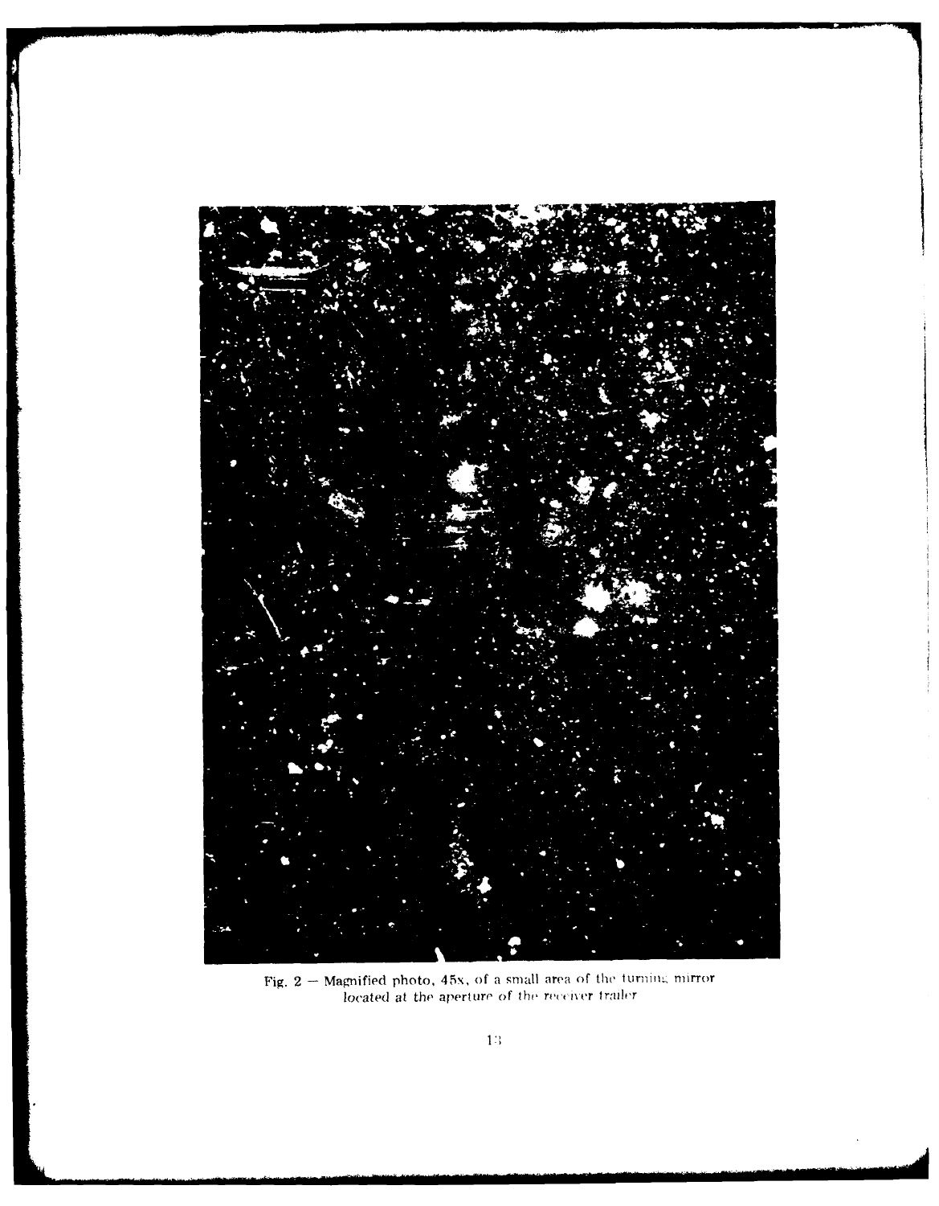Fig. 2 — Magnified photo, 45x, of a small area of the turning mirror located at the aperture of the receiver trailer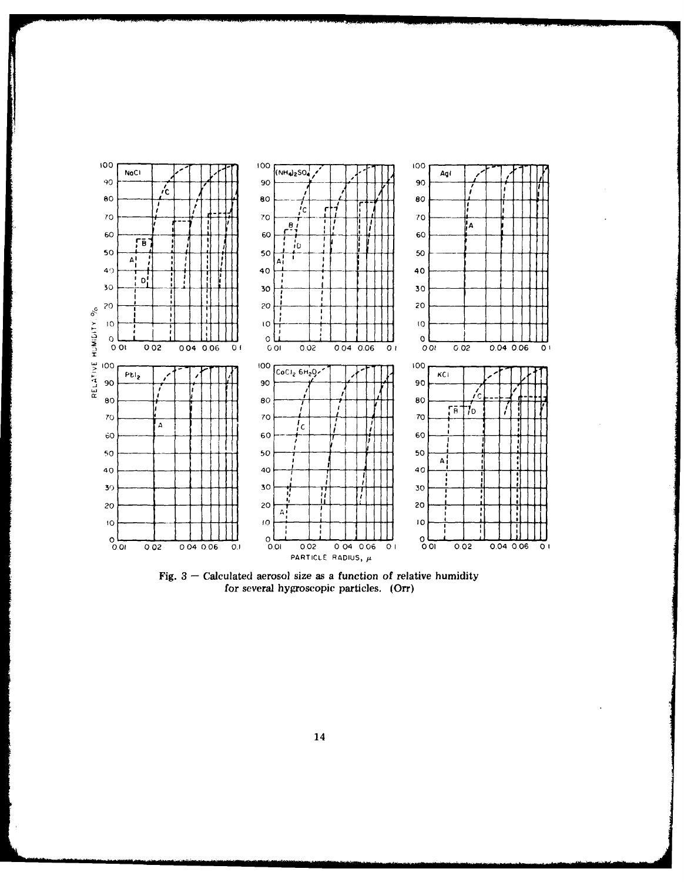Fig. 3 — Calculated aerosol size as a function of relative humidity for several hygroscopic particles. (Orr)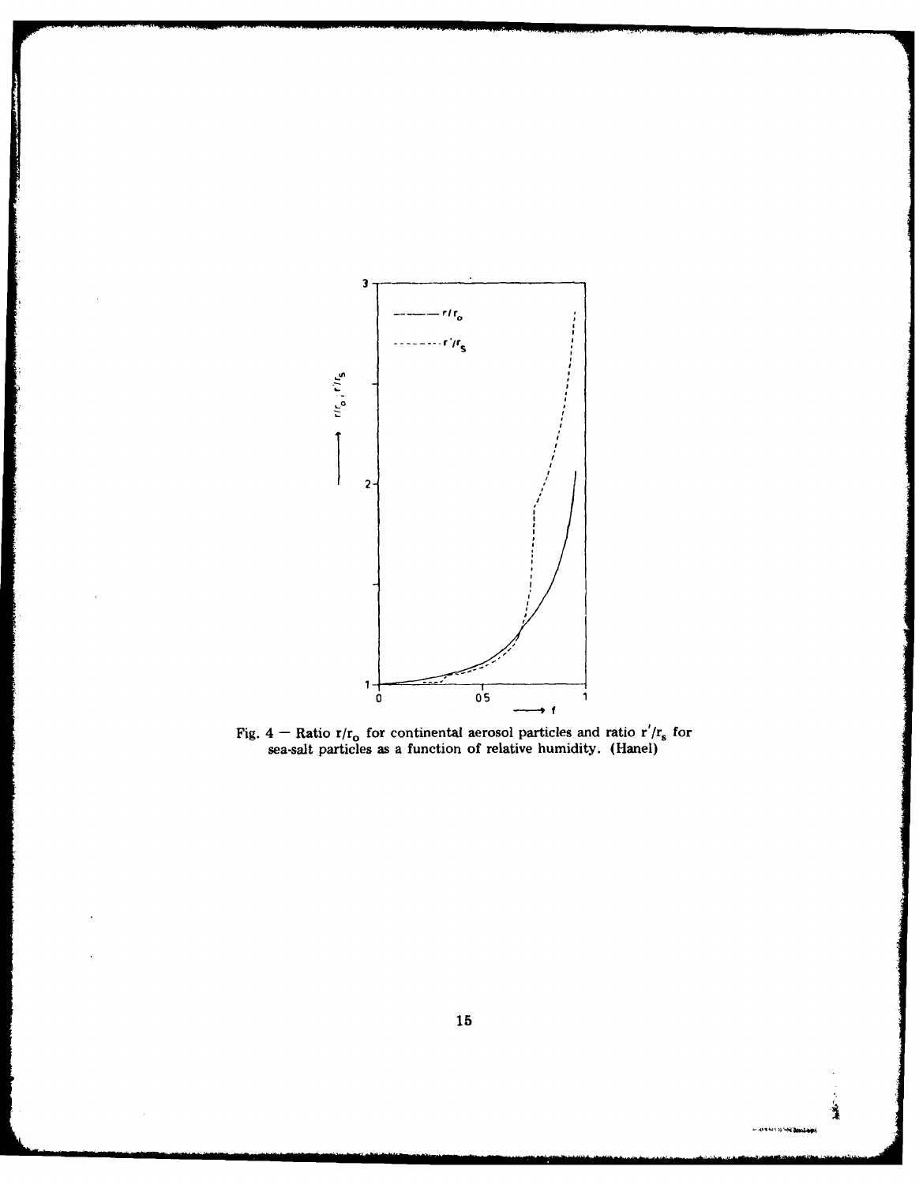Fig. 4 — Ratio $r/r_o$ for continental aerosol particles and ratio $r'/r_s$ for sea-salt particles as a function of relative humidity. (Hanel)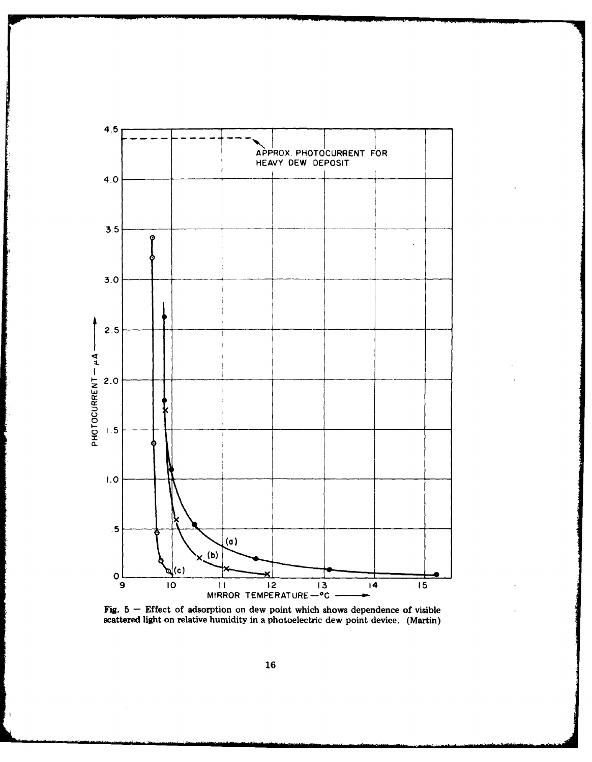Fig. 5 — Effect of adsorption on dew point which shows dependence of visible scattered light on relative humidity in a photoelectric dew point device. (Martin)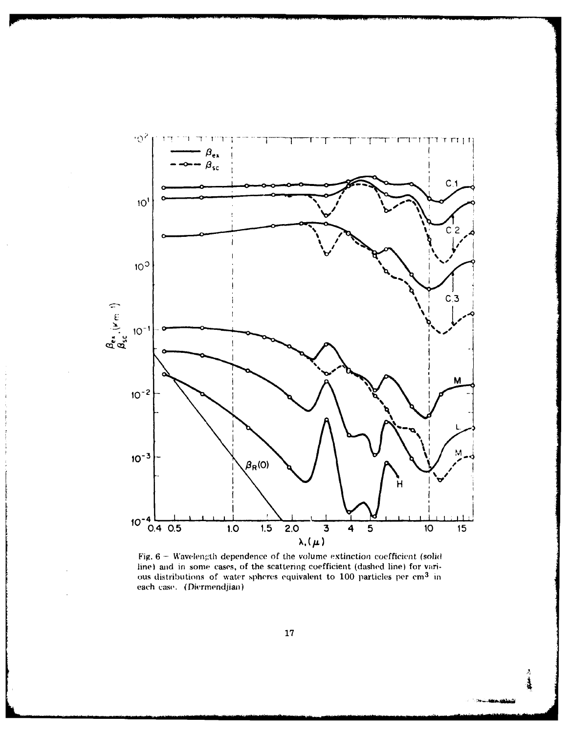$10^2$

$\beta_{ex}$

$\beta_{sc}$

C.1

C.2

C.3

M

L

M

H

$\beta_R(0)$

$10^1$

$10^0$

$10^{-1}$

$10^{-2}$

$10^{-3}$

$10^{-4}$

$\beta_{ex}$, $\beta_{sc}$ ($km^{-1}$)

0.4 0.5 1.0 1.5 2.0 3 4 5 10 15

$\lambda, (\mu)$

Fig. 6 – Wavelength dependence of the volume extinction coefficient (solid line) and in some cases, of the scattering coefficient (dashed line) for various distributions of water spheres equivalent to 100 particles per $cm^3$ in each case. (Diermendjian)